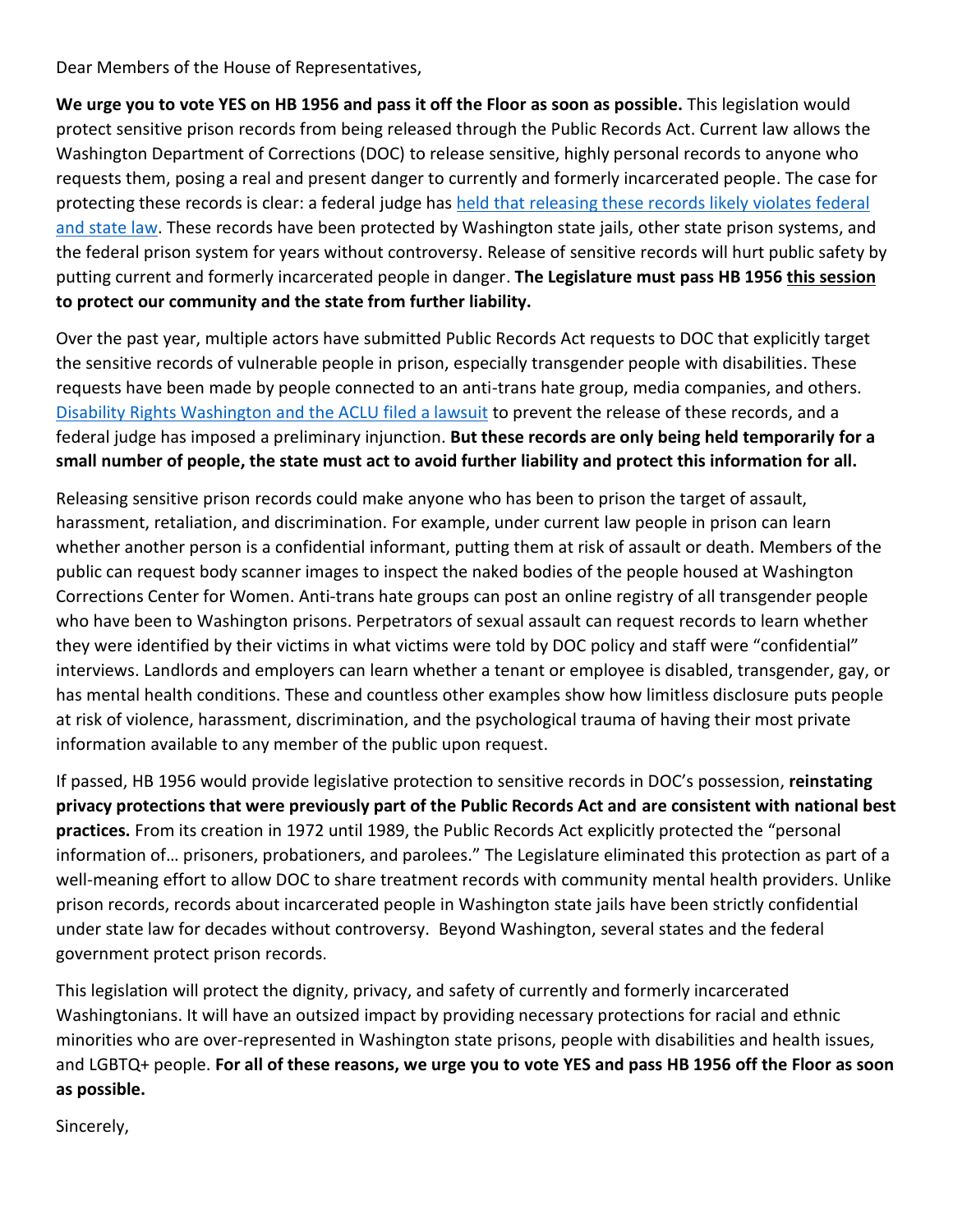Dear Members of the House of Representatives,

**We urge you to vote YES on HB 1956 and pass it off the Floor as soon as possible.** This legislation would protect sensitive prison records from being released through the Public Records Act. Current law allows the Washington Department of Corrections (DOC) to release sensitive, highly personal records to anyone who requests them, posing a real and present danger to currently and formerly incarcerated people. The case for protecting these records is clear: a federal judge has [held that releasing these records likely violates federal and state law](). These records have been protected by Washington state jails, other state prison systems, and the federal prison system for years without controversy. Release of sensitive records will hurt public safety by putting current and formerly incarcerated people in danger. **The Legislature must pass HB 1956 this session to protect our community and the state from further liability.**

Over the past year, multiple actors have submitted Public Records Act requests to DOC that explicitly target the sensitive records of vulnerable people in prison, especially transgender people with disabilities. These requests have been made by people connected to an anti-trans hate group, media companies, and others. [Disability Rights Washington and the ACLU filed a lawsuit]() to prevent the release of these records, and a federal judge has imposed a preliminary injunction. **But these records are only being held temporarily for a small number of people, the state must act to avoid further liability and protect this information for all.**

Releasing sensitive prison records could make anyone who has been to prison the target of assault, harassment, retaliation, and discrimination. For example, under current law people in prison can learn whether another person is a confidential informant, putting them at risk of assault or death. Members of the public can request body scanner images to inspect the naked bodies of the people housed at Washington Corrections Center for Women. Anti-trans hate groups can post an online registry of all transgender people who have been to Washington prisons. Perpetrators of sexual assault can request records to learn whether they were identified by their victims in what victims were told by DOC policy and staff were "confidential" interviews. Landlords and employers can learn whether a tenant or employee is disabled, transgender, gay, or has mental health conditions. These and countless other examples show how limitless disclosure puts people at risk of violence, harassment, discrimination, and the psychological trauma of having their most private information available to any member of the public upon request.

If passed, HB 1956 would provide legislative protection to sensitive records in DOC's possession, **reinstating privacy protections that were previously part of the Public Records Act and are consistent with national best practices.** From its creation in 1972 until 1989, the Public Records Act explicitly protected the "personal information of… prisoners, probationers, and parolees." The Legislature eliminated this protection as part of a well-meaning effort to allow DOC to share treatment records with community mental health providers. Unlike prison records, records about incarcerated people in Washington state jails have been strictly confidential under state law for decades without controversy. Beyond Washington, several states and the federal government protect prison records.

This legislation will protect the dignity, privacy, and safety of currently and formerly incarcerated Washingtonians. It will have an outsized impact by providing necessary protections for racial and ethnic minorities who are over-represented in Washington state prisons, people with disabilities and health issues, and LGBTQ+ people. **For all of these reasons, we urge you to vote YES and pass HB 1956 off the Floor as soon as possible.**

Sincerely,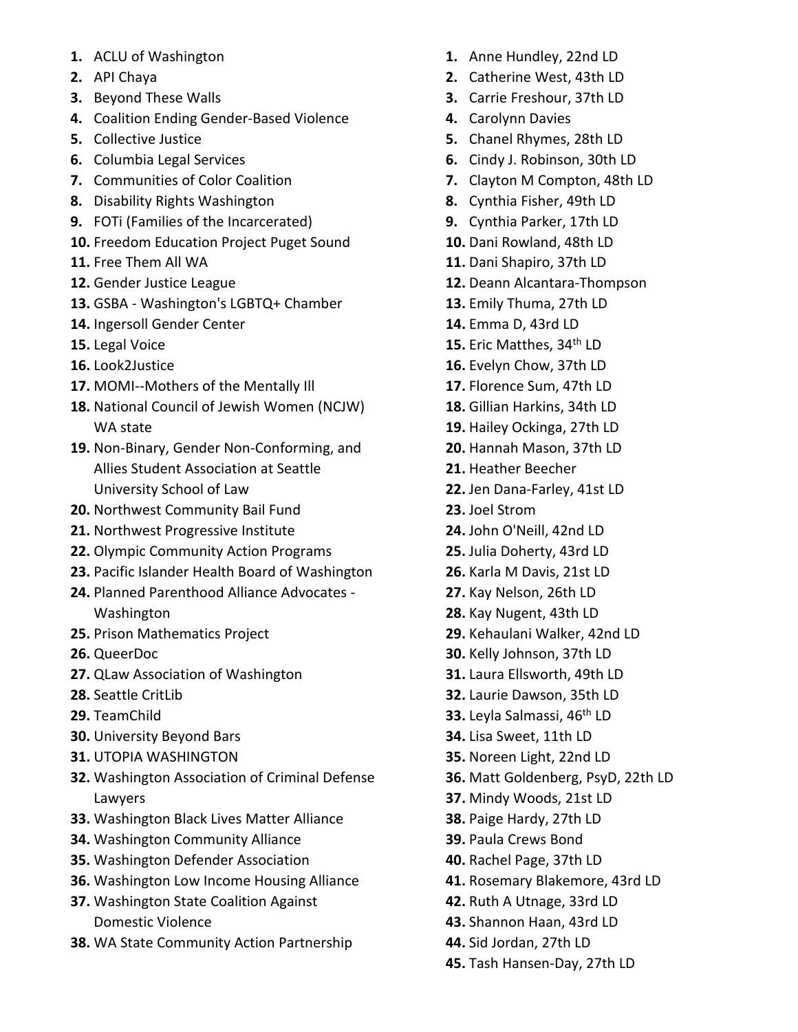1. ACLU of Washington
2. API Chaya
3. Beyond These Walls
4. Coalition Ending Gender-Based Violence
5. Collective Justice
6. Columbia Legal Services
7. Communities of Color Coalition
8. Disability Rights Washington
9. FOTi (Families of the Incarcerated)
10. Freedom Education Project Puget Sound
11. Free Them All WA
12. Gender Justice League
13. GSBA - Washington's LGBTQ+ Chamber
14. Ingersoll Gender Center
15. Legal Voice
16. Look2Justice
17. MOMI--Mothers of the Mentally Ill
18. National Council of Jewish Women (NCJW) WA state
19. Non-Binary, Gender Non-Conforming, and Allies Student Association at Seattle University School of Law
20. Northwest Community Bail Fund
21. Northwest Progressive Institute
22. Olympic Community Action Programs
23. Pacific Islander Health Board of Washington
24. Planned Parenthood Alliance Advocates - Washington
25. Prison Mathematics Project
26. QueerDoc
27. QLaw Association of Washington
28. Seattle CritLib
29. TeamChild
30. University Beyond Bars
31. UTOPIA WASHINGTON
32. Washington Association of Criminal Defense Lawyers
33. Washington Black Lives Matter Alliance
34. Washington Community Alliance
35. Washington Defender Association
36. Washington Low Income Housing Alliance
37. Washington State Coalition Against Domestic Violence
38. WA State Community Action Partnership

1. Anne Hundley, 22nd LD
2. Catherine West, 43th LD
3. Carrie Freshour, 37th LD
4. Carolynn Davies
5. Chanel Rhymes, 28th LD
6. Cindy J. Robinson, 30th LD
7. Clayton M Compton, 48th LD
8. Cynthia Fisher, 49th LD
9. Cynthia Parker, 17th LD
10. Dani Rowland, 48th LD
11. Dani Shapiro, 37th LD
12. Deann Alcantara-Thompson
13. Emily Thuma, 27th LD
14. Emma D, 43rd LD
15. Eric Matthes, 34th LD
16. Evelyn Chow, 37th LD
17. Florence Sum, 47th LD
18. Gillian Harkins, 34th LD
19. Hailey Ockinga, 27th LD
20. Hannah Mason, 37th LD
21. Heather Beecher
22. Jen Dana-Farley, 41st LD
23. Joel Strom
24. John O'Neill, 42nd LD
25. Julia Doherty, 43rd LD
26. Karla M Davis, 21st LD
27. Kay Nelson, 26th LD
28. Kay Nugent, 43rd LD
29. Kehaulani Walker, 42nd LD
30. Kelly Johnson, 37th LD
31. Laura Ellsworth, 49th LD
32. Laurie Dawson, 35th LD
33. Leyla Salmassi, 46th LD
34. Lisa Sweet, 11th LD
35. Noreen Light, 22nd LD
36. Matt Goldenberg, PsyD, 22th LD
37. Mindy Woods, 21st LD
38. Paige Hardy, 27th LD
39. Paula Crews Bond
40. Rachel Page, 37th LD
41. Rosemary Blakemore, 43rd LD
42. Ruth A Utnage, 33rd LD
43. Shannon Haan, 43rd LD
44. Sid Jordan, 27th LD
45. Tash Hansen-Day, 27th LD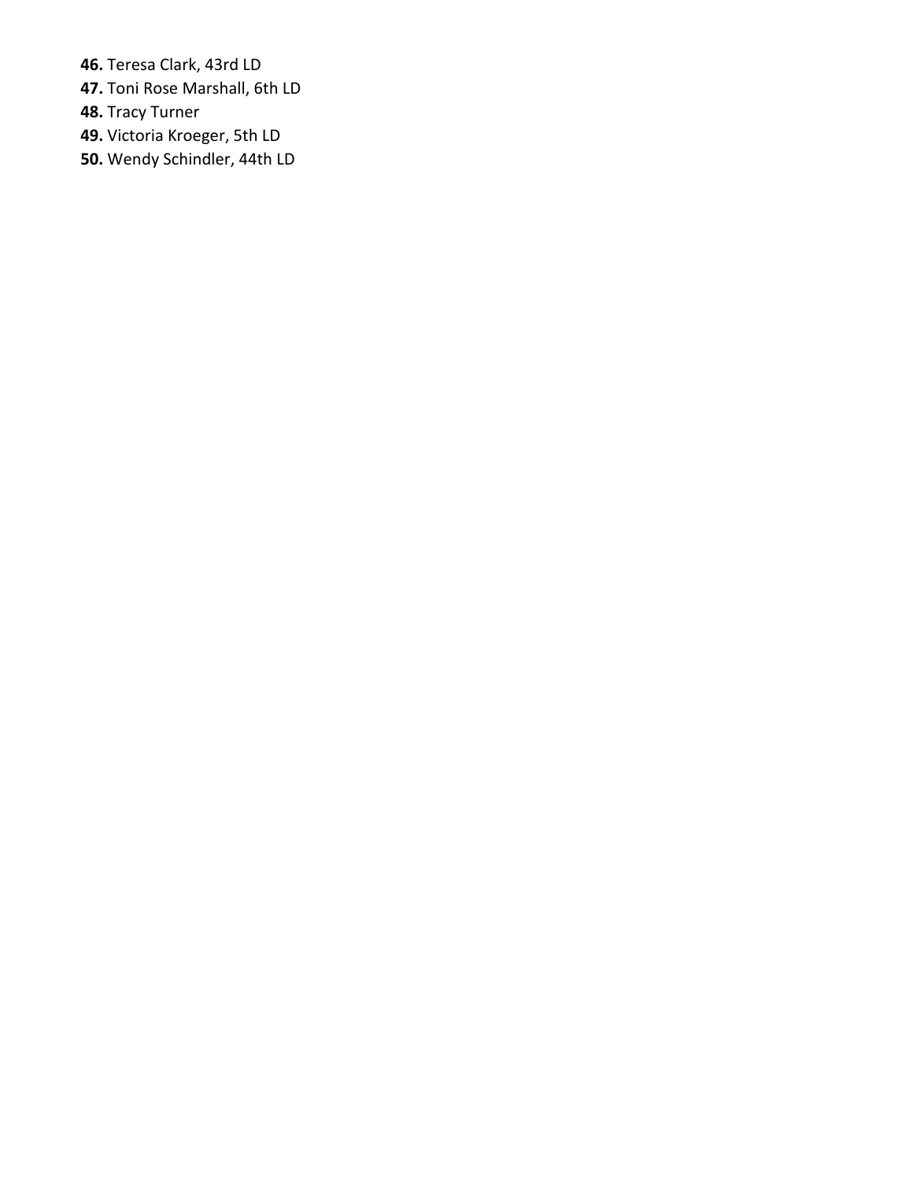**46.** Teresa Clark, 43rd LD

**47.** Toni Rose Marshall, 6th LD

**48.** Tracy Turner

**49.** Victoria Kroeger, 5th LD

**50.** Wendy Schindler, 44th LD